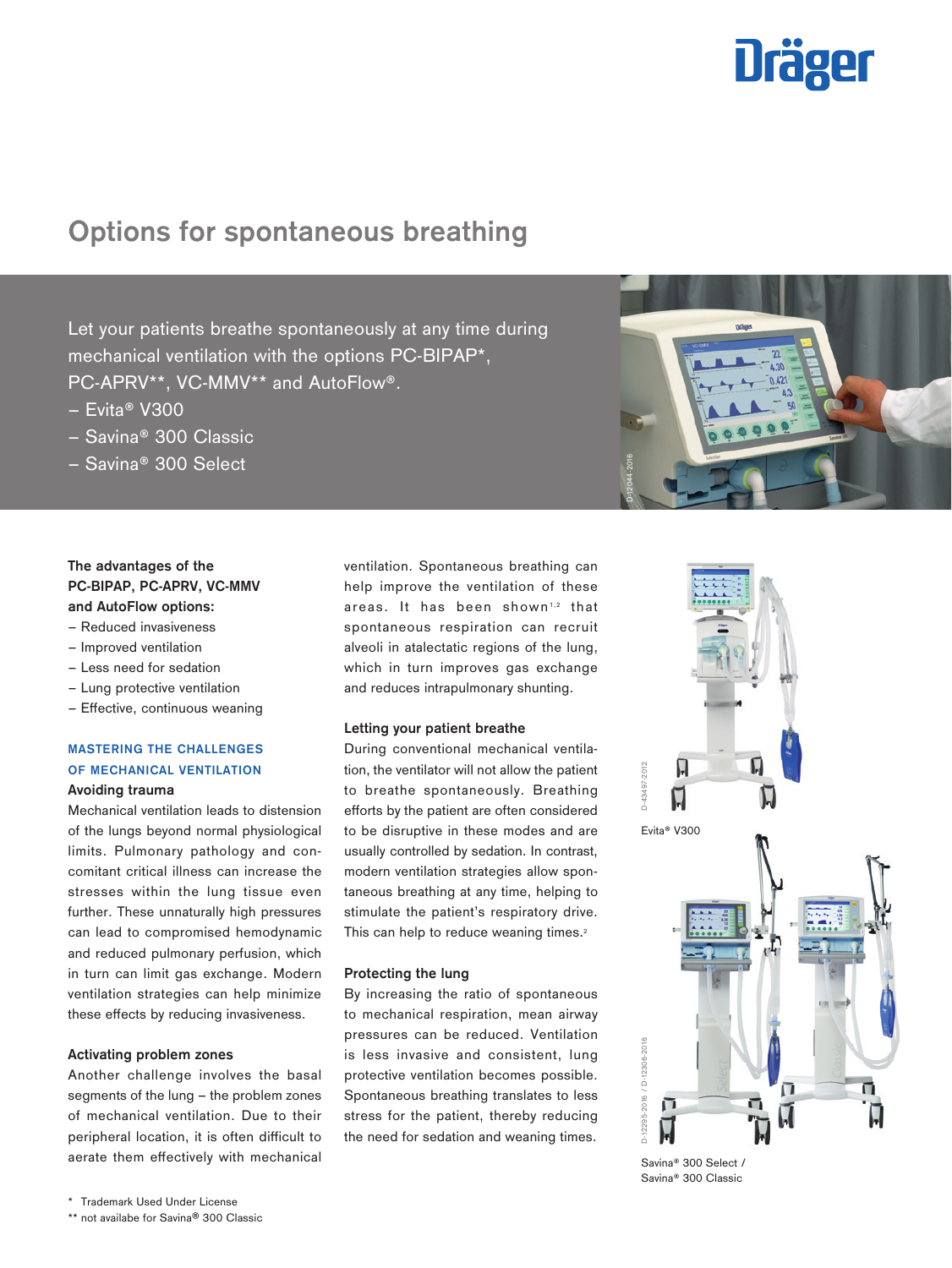# Options for spontaneous breathing

Let your patients breathe spontaneously at any time during mechanical ventilation with the options PC-BIPAP*, PC-APRV**, VC-MMV** and AutoFlow®.

- Evita® V300
- Savina® 300 Classic
- Savina® 300 Select

**The advantages of the PC-BIPAP, PC-APRV, VC-MMV and AutoFlow options:**

- Reduced invasiveness
- Improved ventilation
- Less need for sedation
- Lung protective ventilation
- Effective, continuous weaning

## MASTERING THE CHALLENGES OF MECHANICAL VENTILATION

### Avoiding trauma

Mechanical ventilation leads to distension of the lungs beyond normal physiological limits. Pulmonary pathology and concomitant critical illness can increase the stresses within the lung tissue even further. These unnaturally high pressures can lead to compromised hemodynamic and reduced pulmonary perfusion, which in turn can limit gas exchange. Modern ventilation strategies can help minimize these effects by reducing invasiveness.

### Activating problem zones

Another challenge involves the basal segments of the lung – the problem zones of mechanical ventilation. Due to their peripheral location, it is often difficult to aerate them effectively with mechanical ventilation. Spontaneous breathing can help improve the ventilation of these areas. It has been shown[1,2] that spontaneous respiration can recruit alveoli in atalectatic regions of the lung, which in turn improves gas exchange and reduces intrapulmonary shunting.

### Letting your patient breathe

During conventional mechanical ventilation, the ventilator will not allow the patient to breathe spontaneously. Breathing efforts by the patient are often considered to be disruptive in these modes and are usually controlled by sedation. In contrast, modern ventilation strategies allow spontaneous breathing at any time, helping to stimulate the patient's respiratory drive. This can help to reduce weaning times.[2]

### Protecting the lung

By increasing the ratio of spontaneous to mechanical respiration, mean airway pressures can be reduced. Ventilation is less invasive and consistent, lung protective ventilation becomes possible. Spontaneous breathing translates to less stress for the patient, thereby reducing the need for sedation and weaning times.

Evita® V300

Savina® 300 Select / Savina® 300 Classic

\* Trademark Used Under License
\** not availabe for Savina® 300 Classic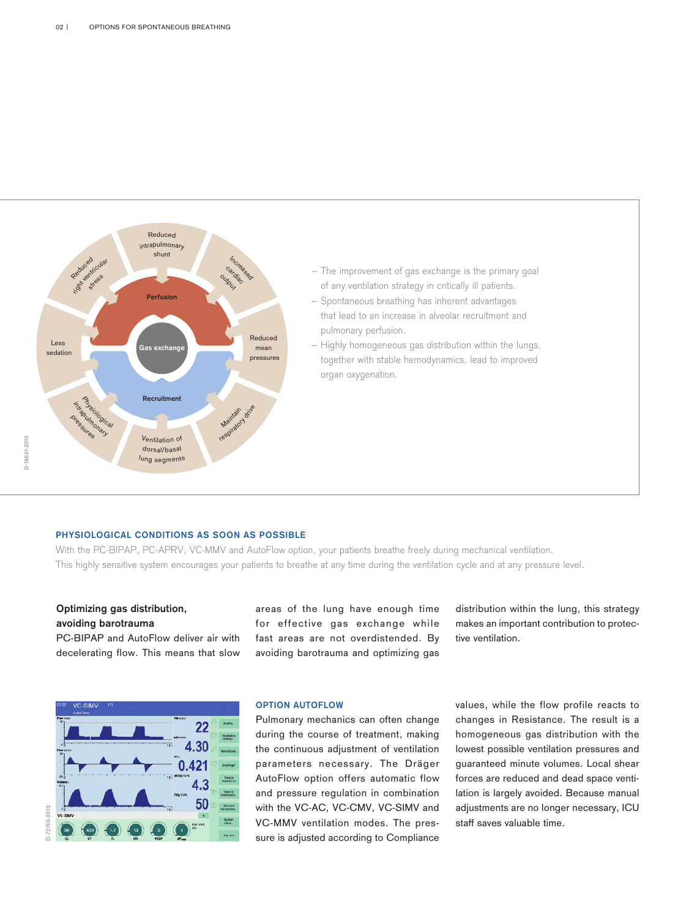– The improvement of gas exchange is the primary goal of any ventilation strategy in critically ill patients.
– Spontaneous breathing has inherent advantages that lead to an increase in alveolar recruitment and pulmonary perfusion.
– Highly homogeneous gas distribution within the lungs, together with stable hemodynamics, lead to improved organ oxygenation.

## PHYSIOLOGICAL CONDITIONS AS SOON AS POSSIBLE

With the PC-BIPAP, PC-APRV, VC-MMV and AutoFlow option, your patients breathe freely during mechanical ventilation. This highly sensitive system encourages your patients to breathe at any time during the ventilation cycle and at any pressure level.

**Optimizing gas distribution, avoiding barotrauma**
PC-BIPAP and AutoFlow deliver air with decelerating flow. This means that slow areas of the lung have enough time for effective gas exchange while fast areas are not overdistended. By avoiding barotrauma and optimizing gas distribution within the lung, this strategy makes an important contribution to protective ventilation.

### OPTION AUTOFLOW

Pulmonary mechanics can often change during the course of treatment, making the continuous adjustment of ventilation parameters necessary. The Dräger AutoFlow option offers automatic flow and pressure regulation in combination with the VC-AC, VC-CMV, VC-SIMV and VC-MMV ventilation modes. The pressure is adjusted according to Compliance values, while the flow profile reacts to changes in Resistance. The result is a homogeneous gas distribution with the lowest possible ventilation pressures and guaranteed minute volumes. Local shear forces are reduced and dead space ventilation is largely avoided. Because manual adjustments are no longer necessary, ICU staff saves valuable time.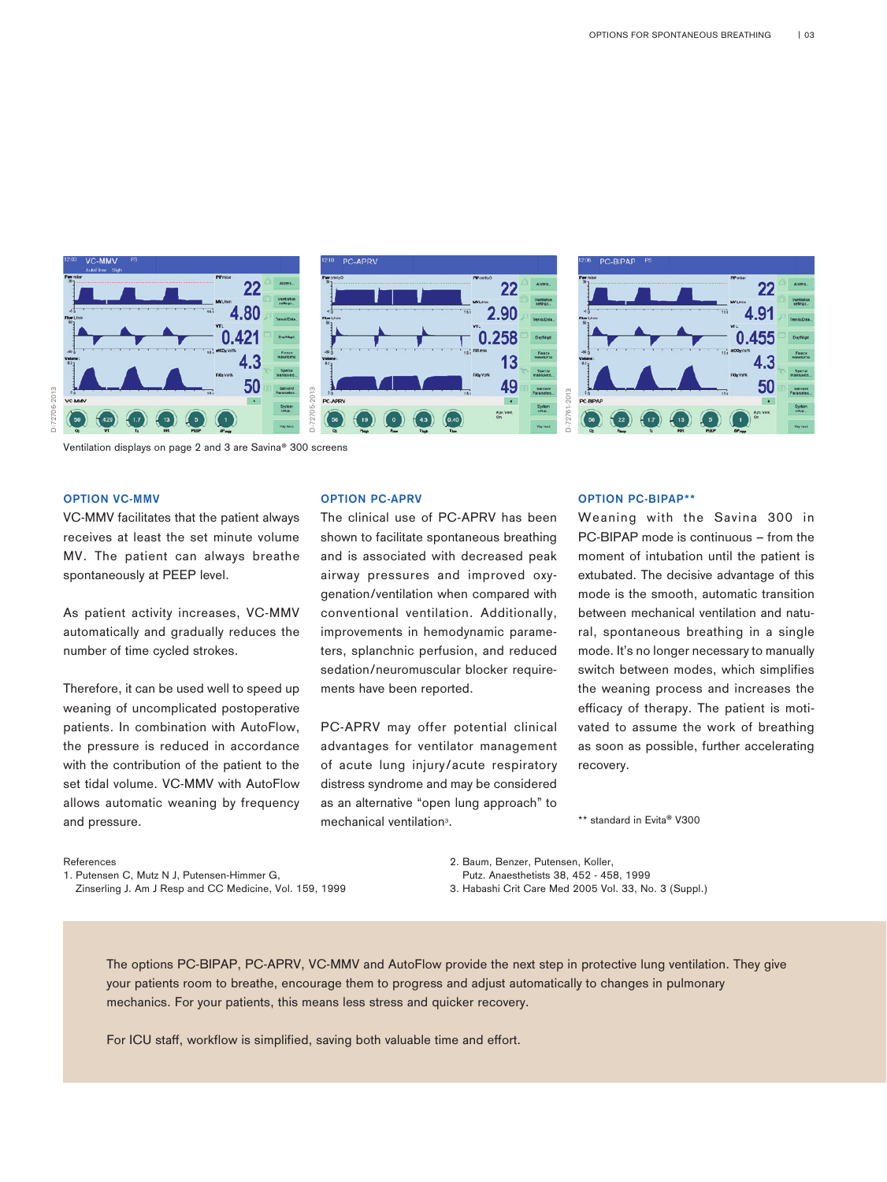Ventilation displays on page 2 and 3 are Savina® 300 screens

### OPTION VC-MMV

VC-MMV facilitates that the patient always receives at least the set minute volume MV. The patient can always breathe spontaneously at PEEP level.

As patient activity increases, VC-MMV automatically and gradually reduces the number of time cycled strokes.

Therefore, it can be used well to speed up weaning of uncomplicated postoperative patients. In combination with AutoFlow, the pressure is reduced in accordance with the contribution of the patient to the set tidal volume. VC-MMV with AutoFlow allows automatic weaning by frequency and pressure.

### OPTION PC-APRV

The clinical use of PC-APRV has been shown to facilitate spontaneous breathing and is associated with decreased peak airway pressures and improved oxygenation/ventilation when compared with conventional ventilation. Additionally, improvements in hemodynamic parameters, splanchnic perfusion, and reduced sedation/neuromuscular blocker requirements have been reported.

PC-APRV may offer potential clinical advantages for ventilator management of acute lung injury/acute respiratory distress syndrome and may be considered as an alternative "open lung approach" to mechanical ventilation[3].

### OPTION PC-BIPAP**

Weaning with the Savina 300 in PC-BIPAP mode is continuous – from the moment of intubation until the patient is extubated. The decisive advantage of this mode is the smooth, automatic transition between mechanical ventilation and natural, spontaneous breathing in a single mode. It's no longer necessary to manually switch between modes, which simplifies the weaning process and increases the efficacy of therapy. The patient is motivated to assume the work of breathing as soon as possible, further accelerating recovery.

** standard in Evita® V300

References

1. Putensen C, Mutz N J, Putensen-Himmer G, Zinserling J. Am J Resp and CC Medicine, Vol. 159, 1999
2. Baum, Benzer, Putensen, Koller, Putz. Anaesthetists 38, 452 - 458, 1999
3. Habashi Crit Care Med 2005 Vol. 33, No. 3 (Suppl.)

The options PC-BIPAP, PC-APRV, VC-MMV and AutoFlow provide the next step in protective lung ventilation. They give your patients room to breathe, encourage them to progress and adjust automatically to changes in pulmonary mechanics. For your patients, this means less stress and quicker recovery.

For ICU staff, workflow is simplified, saving both valuable time and effort.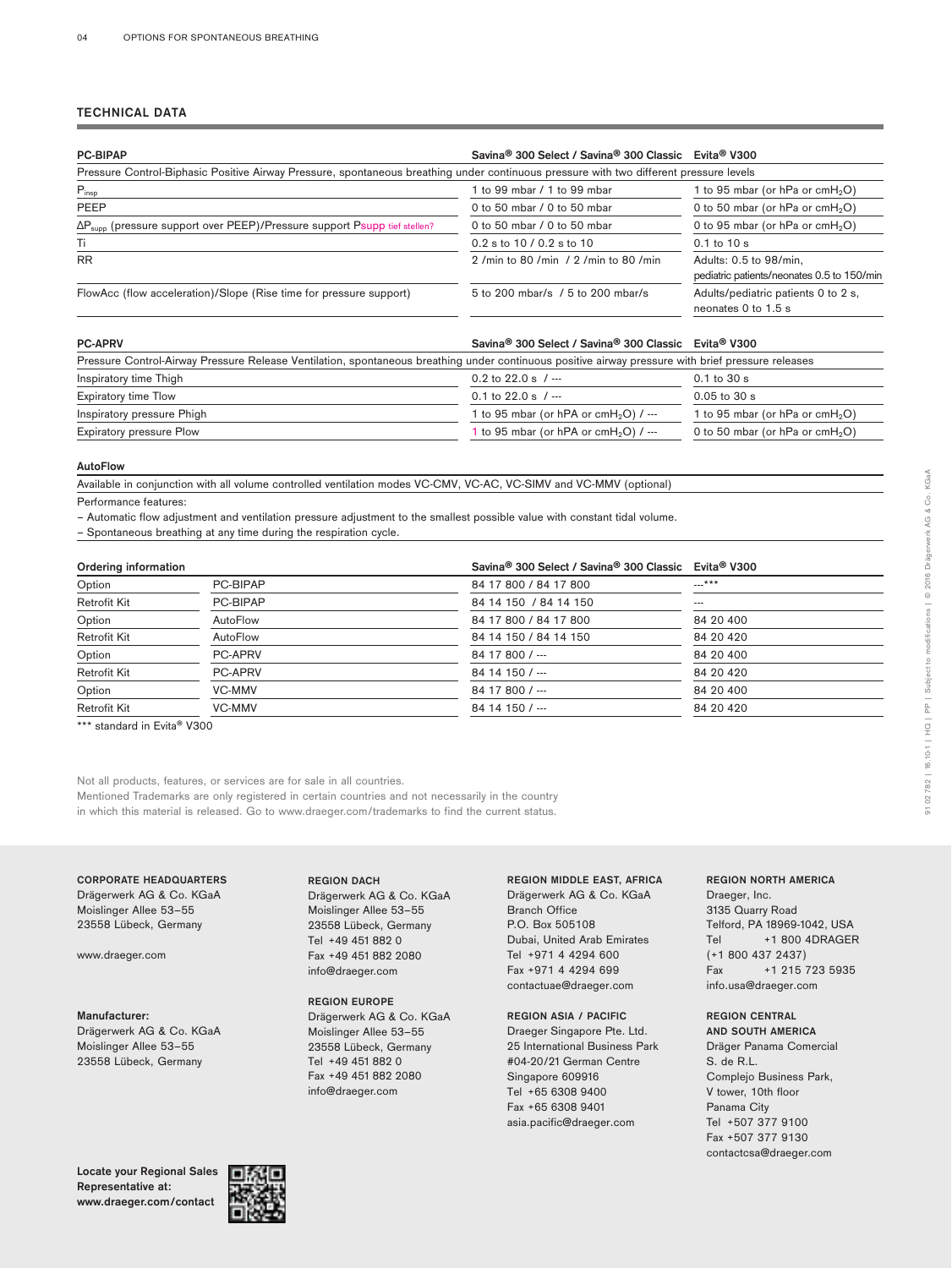## TECHNICAL DATA

| PC-BIPAP | Savina® 300 Select / Savina® 300 Classic | Evita® V300 |
|---|---|---|
| Pressure Control-Biphasic Positive Airway Pressure, spontaneous breathing under continuous pressure with two different pressure levels | | |
| $P_{insp}$ | 1 to 99 mbar / 1 to 99 mbar | 1 to 95 mbar (or hPa or $cmH_2O$) |
| PEEP | 0 to 50 mbar / 0 to 50 mbar | 0 to 50 mbar (or hPa or $cmH_2O$) |
| $\Delta P_{supp}$ (pressure support over PEEP)/Pressure support Psupp tief stellen? | 0 to 50 mbar / 0 to 50 mbar | 0 to 95 mbar (or hPa or $cmH_2O$) |
| Ti | 0.2 s to 10 / 0.2 s to 10 | 0.1 to 10 s |
| RR | 2 /min to 80 /min / 2 /min to 80 /min | Adults: 0.5 to 98/min, pediatric patients/neonates 0.5 to 150/min |
| FlowAcc (flow acceleration)/Slope (Rise time for pressure support) | 5 to 200 mbar/s / 5 to 200 mbar/s | Adults/pediatric patients 0 to 2 s, neonates 0 to 1.5 s |

| PC-APRV | Savina® 300 Select / Savina® 300 Classic | Evita® V300 |
|---|---|---|
| Pressure Control-Airway Pressure Release Ventilation, spontaneous breathing under continuous positive airway pressure with brief pressure releases | | |
| Inspiratory time Thigh | 0.2 to 22.0 s / --- | 0.1 to 30 s |
| Expiratory time Tlow | 0.1 to 22.0 s / --- | 0.05 to 30 s |
| Inspiratory pressure Phigh | 1 to 95 mbar (or hPA or $cmH_2O$) / --- | 1 to 95 mbar (or hPa or $cmH_2O$) |
| Expiratory pressure Plow | 1 to 95 mbar (or hPA or $cmH_2O$) / --- | 0 to 50 mbar (or hPa or $cmH_2O$) |

### AutoFlow

Available in conjunction with all volume controlled ventilation modes VC-CMV, VC-AC, VC-SIMV and VC-MMV (optional)

Performance features:

– Automatic flow adjustment and ventilation pressure adjustment to the smallest possible value with constant tidal volume.
– Spontaneous breathing at any time during the respiration cycle.

| Ordering information | | Savina® 300 Select / Savina® 300 Classic | Evita® V300 |
|---|---|---|---|
| Option | PC-BIPAP | 84 17 800 / 84 17 800 | ---*** |
| Retrofit Kit | PC-BIPAP | 84 14 150 / 84 14 150 | --- |
| Option | AutoFlow | 84 17 800 / 84 17 800 | 84 20 400 |
| Retrofit Kit | AutoFlow | 84 14 150 / 84 14 150 | 84 20 420 |
| Option | PC-APRV | 84 17 800 / --- | 84 20 400 |
| Retrofit Kit | PC-APRV | 84 14 150 / --- | 84 20 420 |
| Option | VC-MMV | 84 17 800 / --- | 84 20 400 |
| Retrofit Kit | VC-MMV | 84 14 150 / --- | 84 20 420 |

*** standard in Evita® V300

Not all products, features, or services are for sale in all countries.
Mentioned Trademarks are only registered in certain countries and not necessarily in the country in which this material is released. Go to www.draeger.com/trademarks to find the current status.

**CORPORATE HEADQUARTERS**
Drägerwerk AG & Co. KGaA
Moislinger Allee 53–55
23558 Lübeck, Germany

www.draeger.com

**Manufacturer:**
Drägerwerk AG & Co. KGaA
Moislinger Allee 53–55
23558 Lübeck, Germany

**REGION DACH**
Drägerwerk AG & Co. KGaA
Moislinger Allee 53–55
23558 Lübeck, Germany
Tel +49 451 882 0
Fax +49 451 882 2080
info@draeger.com

**REGION EUROPE**
Drägerwerk AG & Co. KGaA
Moislinger Allee 53–55
23558 Lübeck, Germany
Tel +49 451 882 0
Fax +49 451 882 2080
info@draeger.com

**REGION MIDDLE EAST, AFRICA**
Drägerwerk AG & Co. KGaA
Branch Office
P.O. Box 505108
Dubai, United Arab Emirates
Tel +971 4 4294 600
Fax +971 4 4294 699
contactuae@draeger.com

**REGION ASIA / PACIFIC**
Draeger Singapore Pte. Ltd.
25 International Business Park
#04-20/21 German Centre
Singapore 609916
Tel +65 6308 9400
Fax +65 6308 9401
asia.pacific@draeger.com

**REGION NORTH AMERICA**
Draeger, Inc.
3135 Quarry Road
Telford, PA 18969-1042, USA
Tel +1 800 4DRAGER
(+1 800 437 2437)
Fax +1 215 723 5935
info.usa@draeger.com

**REGION CENTRAL AND SOUTH AMERICA**
Dräger Panama Comercial S. de R.L.
Complejo Business Park,
V tower, 10th floor
Panama City
Tel +507 377 9100
Fax +507 377 9130
contactcsa@draeger.com

**Locate your Regional Sales Representative at: www.draeger.com/contact**

91 02 782 | 16.10-1 | HQ | PP | Subject to modifications | © 2016 Drägerwerk AG & Co. KGaA